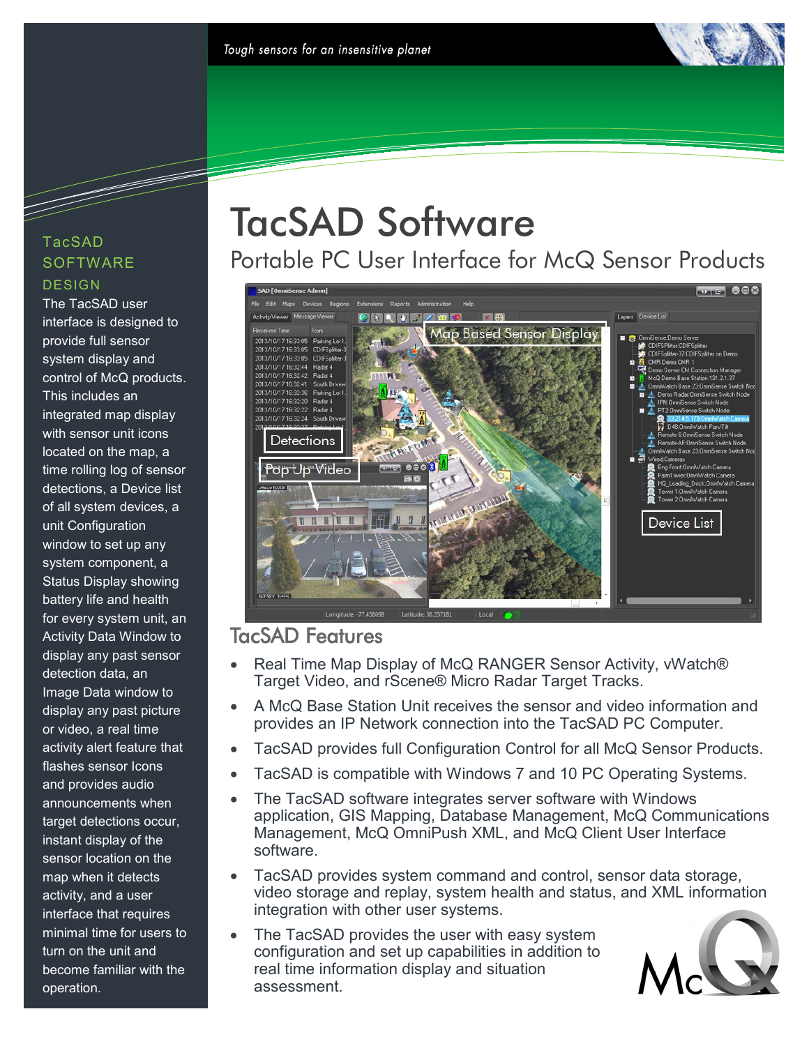*Tough sensors for an insensitive planet*

# TacSAD Software

## Portable PC User Interface for McQ Sensor Products

### TacSAD SOFTWARE DESIGN

The TacSAD user interface is designed to provide full sensor system display and control of McQ products. This includes an integrated map display with sensor unit icons located on the map, a time rolling log of sensor detections, a Device list of all system devices, a unit Configuration window to set up any system component, a Status Display showing battery life and health for every system unit, an Activity Data Window to display any past sensor detection data, an Image Data window to display any past picture or video, a real time activity alert feature that flashes sensor Icons and provides audio announcements when target detections occur, instant display of the sensor location on the map when it detects activity, and a user interface that requires minimal time for users to turn on the unit and become familiar with the operation.

## TacSAD Features

- Real Time Map Display of McQ RANGER Sensor Activity, vWatch® Target Video, and rScene® Micro Radar Target Tracks.
- A McQ Base Station Unit receives the sensor and video information and provides an IP Network connection into the TacSAD PC Computer.
- TacSAD provides full Configuration Control for all McQ Sensor Products.
- TacSAD is compatible with Windows 7 and 10 PC Operating Systems.
- The TacSAD software integrates server software with Windows application, GIS Mapping, Database Management, McQ Communications Management, McQ OmniPush XML, and McQ Client User Interface software.
- TacSAD provides system command and control, sensor data storage, video storage and replay, system health and status, and XML information integration with other user systems.
- The TacSAD provides the user with easy system configuration and set up capabilities in addition to real time information display and situation assessment.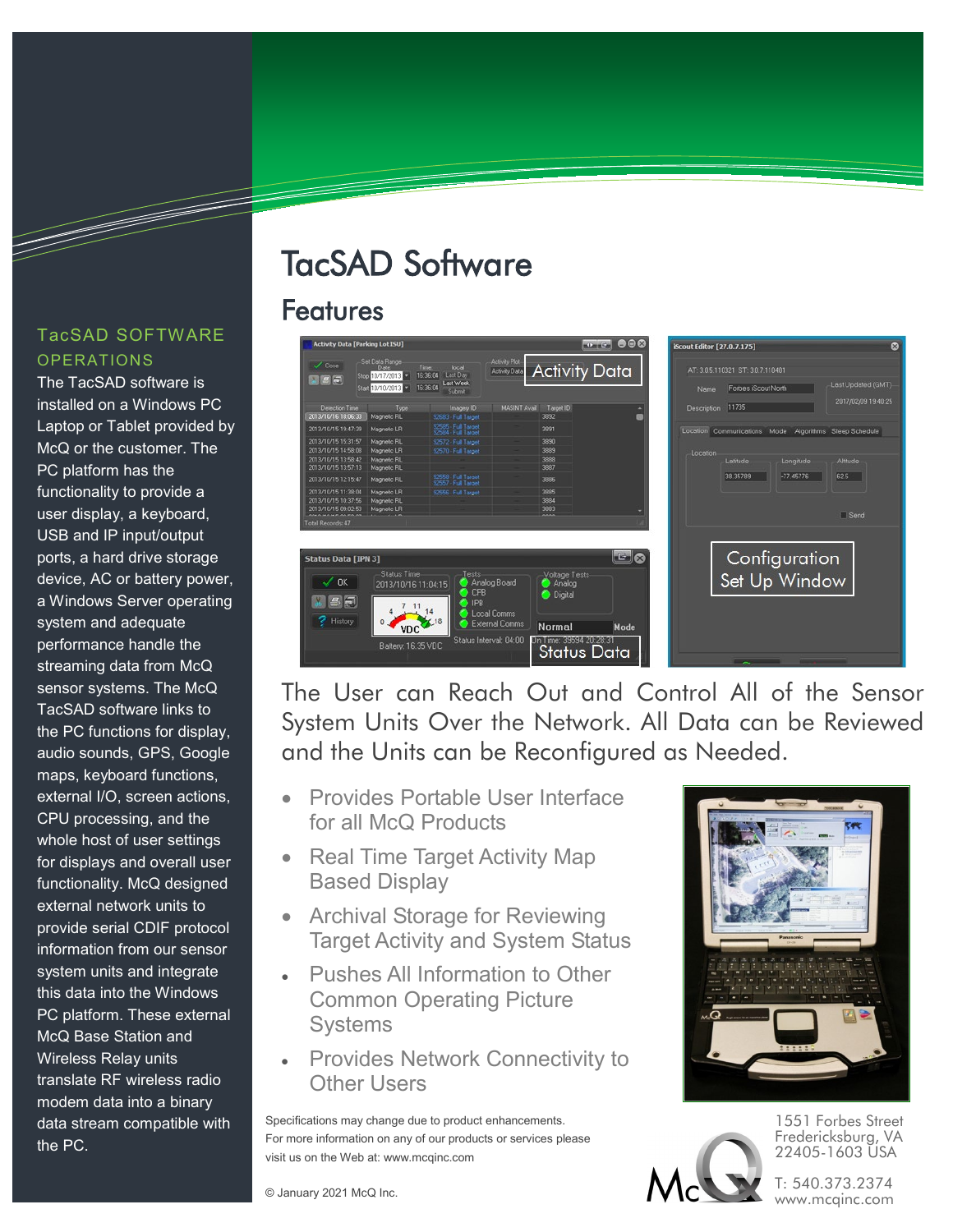# TacSAD Software

## Features

Activity Data

Configuration Set Up Window

Status Data

The User can Reach Out and Control All of the Sensor System Units Over the Network. All Data can be Reviewed and the Units can be Reconfigured as Needed.

- Provides Portable User Interface for all McQ Products
- Real Time Target Activity Map Based Display
- Archival Storage for Reviewing Target Activity and System Status
- Pushes All Information to Other Common Operating Picture Systems
- Provides Network Connectivity to Other Users

### TacSAD SOFTWARE OPERATIONS

The TacSAD software is installed on a Windows PC Laptop or Tablet provided by McQ or the customer. The PC platform has the functionality to provide a user display, a keyboard, USB and IP input/output ports, a hard drive storage device, AC or battery power, a Windows Server operating system and adequate performance handle the streaming data from McQ sensor systems. The McQ TacSAD software links to the PC functions for display, audio sounds, GPS, Google maps, keyboard functions, external I/O, screen actions, CPU processing, and the whole host of user settings for displays and overall user functionality. McQ designed external network units to provide serial CDIF protocol information from our sensor system units and integrate this data into the Windows PC platform. These external McQ Base Station and Wireless Relay units translate RF wireless radio modem data into a binary data stream compatible with the PC.

Specifications may change due to product enhancements.
For more information on any of our products or services please visit us on the Web at: www.mcqinc.com

© January 2021 McQ Inc.

1551 Forbes Street
Fredericksburg, VA
22405-1603 USA

T: 540.373.2374
www.mcqinc.com